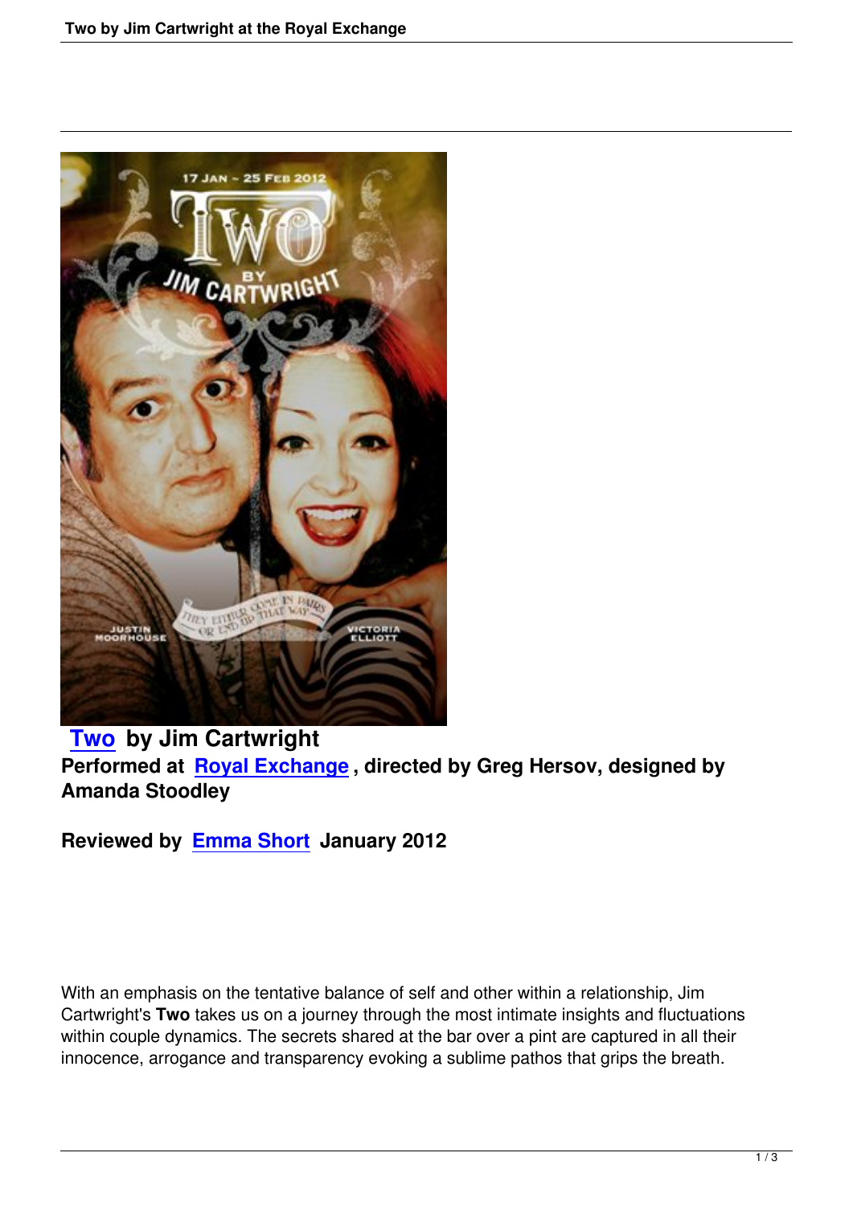**Two by Jim Cartwright**

**Performed at Royal Exchange, directed by Greg Hersov, designed by Amanda Stoodley**

**Reviewed by Emma Short January 2012**

With an emphasis on the tentative balance of self and other within a relationship, Jim Cartwright's **Two** takes us on a journey through the most intimate insights and fluctuations within couple dynamics. The secrets shared at the bar over a pint are captured in all their innocence, arrogance and transparency evoking a sublime pathos that grips the breath.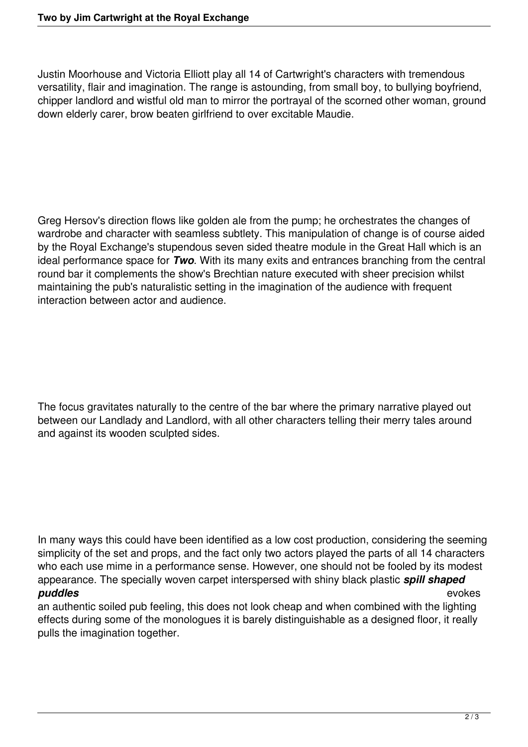Justin Moorhouse and Victoria Elliott play all 14 of Cartwright's characters with tremendous versatility, flair and imagination. The range is astounding, from small boy, to bullying boyfriend, chipper landlord and wistful old man to mirror the portrayal of the scorned other woman, ground down elderly carer, brow beaten girlfriend to over excitable Maudie.

Greg Hersov's direction flows like golden ale from the pump; he orchestrates the changes of wardrobe and character with seamless subtlety. This manipulation of change is of course aided by the Royal Exchange's stupendous seven sided theatre module in the Great Hall which is an ideal performance space for ***Two***. With its many exits and entrances branching from the central round bar it complements the show's Brechtian nature executed with sheer precision whilst maintaining the pub's naturalistic setting in the imagination of the audience with frequent interaction between actor and audience.

The focus gravitates naturally to the centre of the bar where the primary narrative played out between our Landlady and Landlord, with all other characters telling their merry tales around and against its wooden sculpted sides.

In many ways this could have been identified as a low cost production, considering the seeming simplicity of the set and props, and the fact only two actors played the parts of all 14 characters who each use mime in a performance sense. However, one should not be fooled by its modest appearance. The specially woven carpet interspersed with shiny black plastic ***spill shaped puddles*** evokes an authentic soiled pub feeling, this does not look cheap and when combined with the lighting effects during some of the monologues it is barely distinguishable as a designed floor, it really pulls the imagination together.